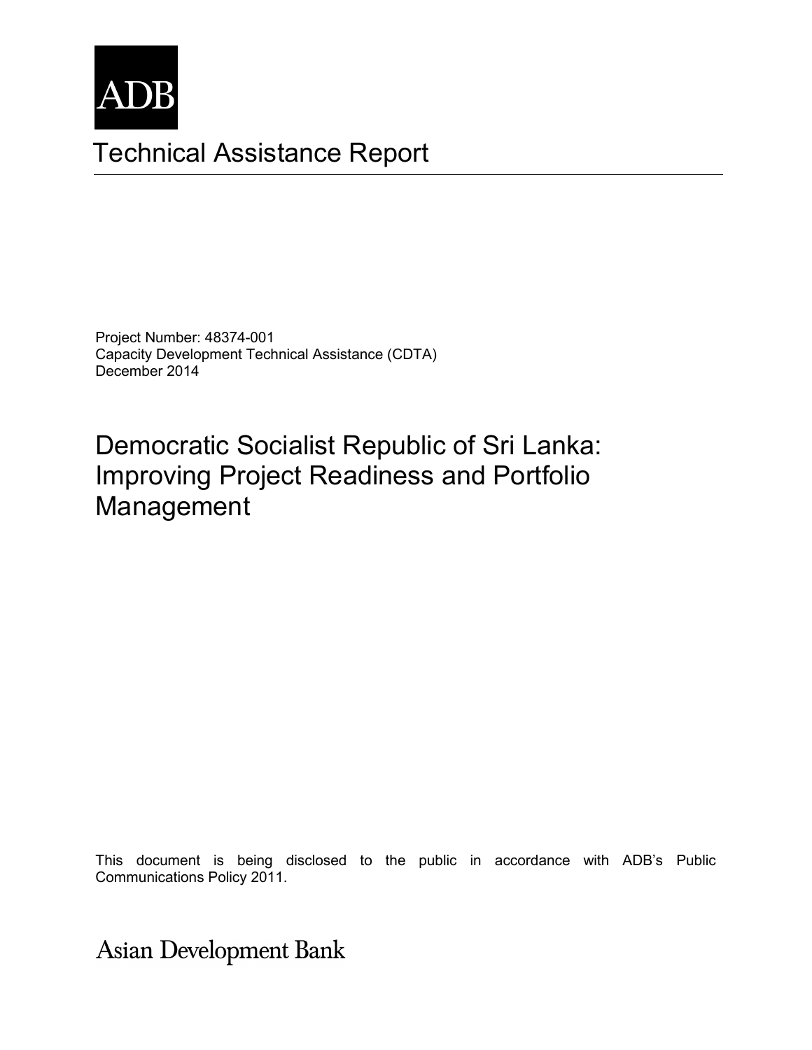ADB

# Technical Assistance Report

Project Number: 48374-001
Capacity Development Technical Assistance (CDTA)
December 2014

## Democratic Socialist Republic of Sri Lanka: Improving Project Readiness and Portfolio Management

This document is being disclosed to the public in accordance with ADB's Public Communications Policy 2011.

Asian Development Bank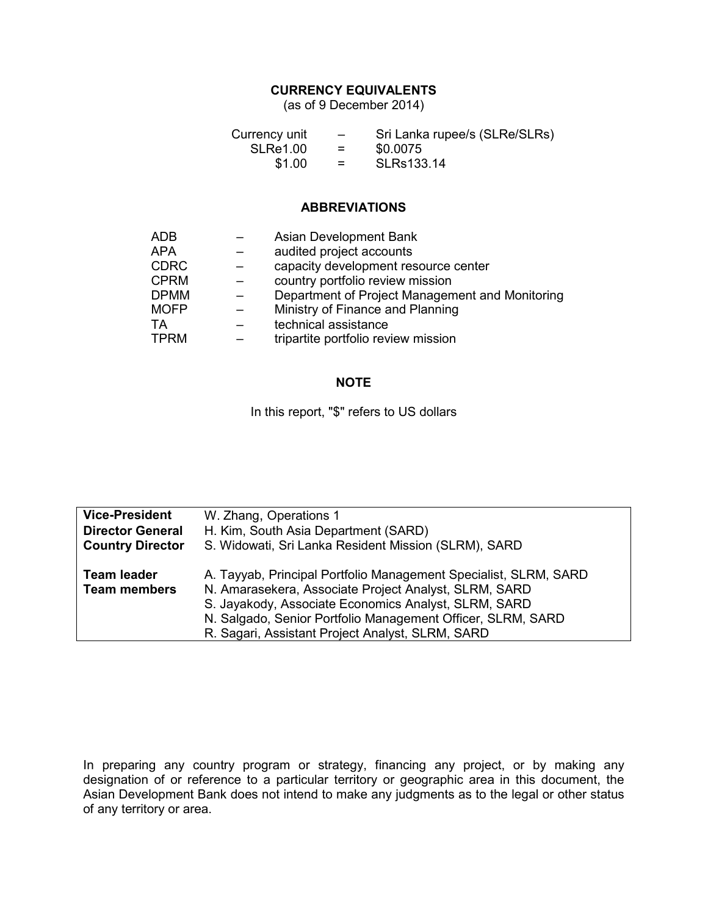## CURRENCY EQUIVALENTS

(as of 9 December 2014)

| | | |
|---|---|---|
| Currency unit | – | Sri Lanka rupee/s (SLRe/SLRs) |
| SLRe1.00 | = | $0.0075 |
| $1.00 | = | SLRs133.14 |

## ABBREVIATIONS

| | | |
|---|---|---|
| ADB | – | Asian Development Bank |
| APA | – | audited project accounts |
| CDRC | – | capacity development resource center |
| CPRM | – | country portfolio review mission |
| DPMM | – | Department of Project Management and Monitoring |
| MOFP | – | Ministry of Finance and Planning |
| TA | – | technical assistance |
| TPRM | – | tripartite portfolio review mission |

## NOTE

In this report, "$" refers to US dollars

| | |
|---|---|
| **Vice-President** | W. Zhang, Operations 1 |
| **Director General** | H. Kim, South Asia Department (SARD) |
| **Country Director** | S. Widowati, Sri Lanka Resident Mission (SLRM), SARD |
| **Team leader** | A. Tayyab, Principal Portfolio Management Specialist, SLRM, SARD |
| **Team members** | N. Amarasekera, Associate Project Analyst, SLRM, SARD |
| | S. Jayakody, Associate Economics Analyst, SLRM, SARD |
| | N. Salgado, Senior Portfolio Management Officer, SLRM, SARD |
| | R. Sagari, Assistant Project Analyst, SLRM, SARD |

In preparing any country program or strategy, financing any project, or by making any designation of or reference to a particular territory or geographic area in this document, the Asian Development Bank does not intend to make any judgments as to the legal or other status of any territory or area.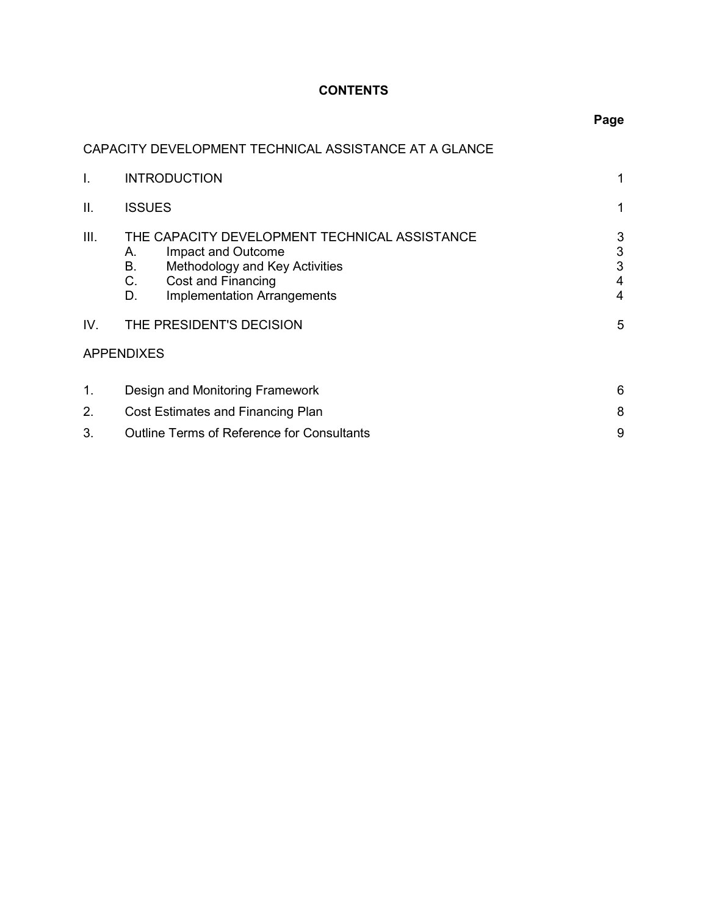# CONTENTS

| | | Page |
|---|---|---|
| CAPACITY DEVELOPMENT TECHNICAL ASSISTANCE AT A GLANCE | | |
| I. | INTRODUCTION | 1 |
| II. | ISSUES | 1 |
| III. | THE CAPACITY DEVELOPMENT TECHNICAL ASSISTANCE | 3 |
| | A. Impact and Outcome | 3 |
| | B. Methodology and Key Activities | 3 |
| | C. Cost and Financing | 4 |
| | D. Implementation Arrangements | 4 |
| IV. | THE PRESIDENT'S DECISION | 5 |
| APPENDIXES | | |
| 1. | Design and Monitoring Framework | 6 |
| 2. | Cost Estimates and Financing Plan | 8 |
| 3. | Outline Terms of Reference for Consultants | 9 |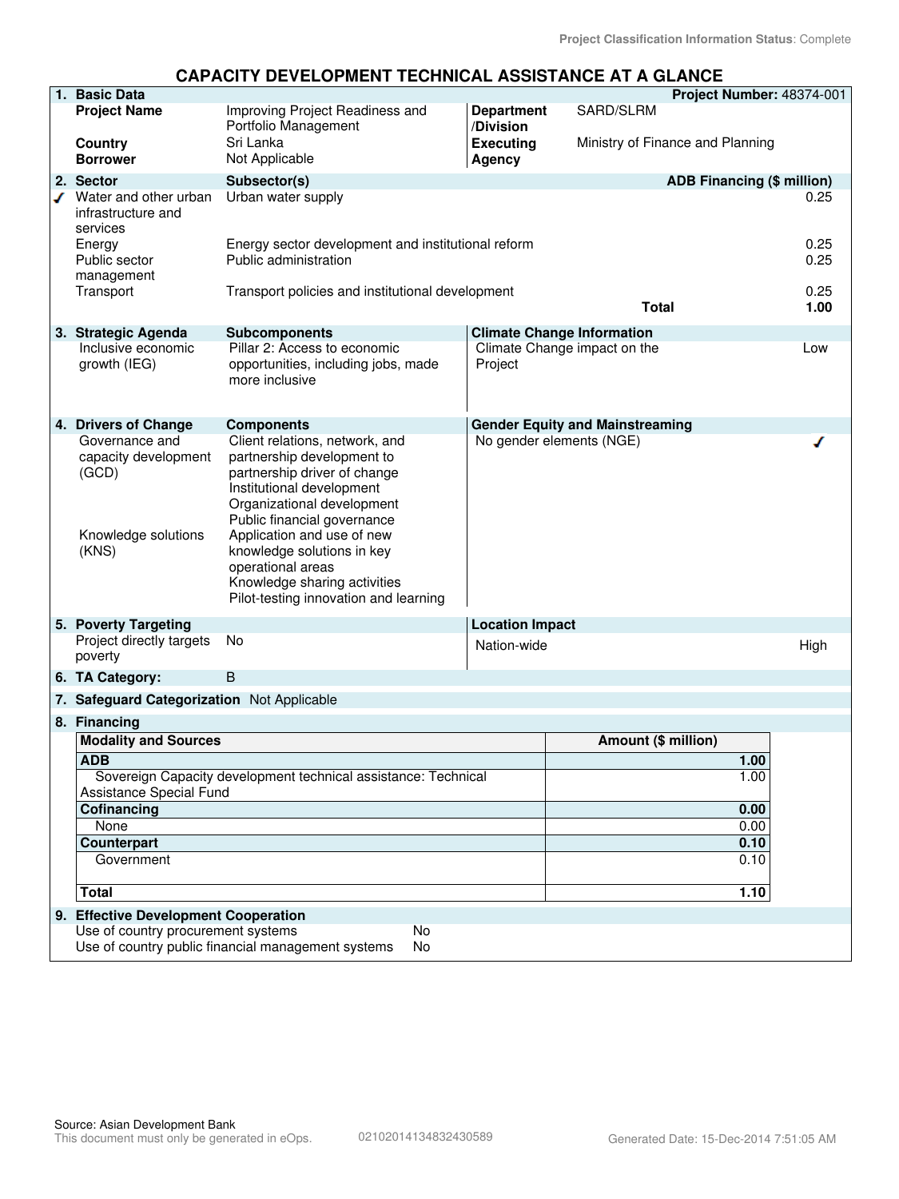Project Classification Information Status: Complete

# CAPACITY DEVELOPMENT TECHNICAL ASSISTANCE AT A GLANCE

**1. Basic Data** — **Project Number:** 48374-001

| | | | |
|---|---|---|---|
| **Project Name** | Improving Project Readiness and Portfolio Management | **Department /Division** | SARD/SLRM |
| **Country** | Sri Lanka | **Executing Agency** | Ministry of Finance and Planning |
| **Borrower** | Not Applicable | | |

**2. Sector**

| Sector | Subsector(s) | ADB Financing ($ million) |
|---|---|---|
| ✓ Water and other urban infrastructure and services | Urban water supply | 0.25 |
| Energy | Energy sector development and institutional reform | 0.25 |
| Public sector management | Public administration | 0.25 |
| Transport | Transport policies and institutional development | 0.25 |
| | **Total** | **1.00** |

**3. Strategic Agenda**

| Strategic Agenda | Subcomponents |
|---|---|
| Inclusive economic growth (IEG) | Pillar 2: Access to economic opportunities, including jobs, made more inclusive |

**Climate Change Information**

| | |
|---|---|
| Climate Change impact on the Project | Low |

**4. Drivers of Change**

| Drivers of Change | Components |
|---|---|
| Governance and capacity development (GCD) | Client relations, network, and partnership development to partnership driver of change<br>Institutional development<br>Organizational development<br>Public financial governance |
| Knowledge solutions (KNS) | Application and use of new knowledge solutions in key operational areas<br>Knowledge sharing activities<br>Pilot-testing innovation and learning |

**Gender Equity and Mainstreaming**

| | |
|---|---|
| No gender elements (NGE) | ✓ |

**5. Poverty Targeting**

| | |
|---|---|
| Project directly targets poverty | No |

**Location Impact**

| | |
|---|---|
| Nation-wide | High |

**6. TA Category:** B

**7. Safeguard Categorization** Not Applicable

**8. Financing**

| Modality and Sources | Amount ($ million) |
|---|---|
| **ADB** | **1.00** |
| Sovereign Capacity development technical assistance: Technical Assistance Special Fund | 1.00 |
| **Cofinancing** | **0.00** |
| None | 0.00 |
| **Counterpart** | **0.10** |
| Government | 0.10 |
| **Total** | **1.10** |

**9. Effective Development Cooperation**

| | |
|---|---|
| Use of country procurement systems | No |
| Use of country public financial management systems | No |

Source: Asian Development Bank
This document must only be generated in eOps. 02102014134832430589 Generated Date: 15-Dec-2014 7:51:05 AM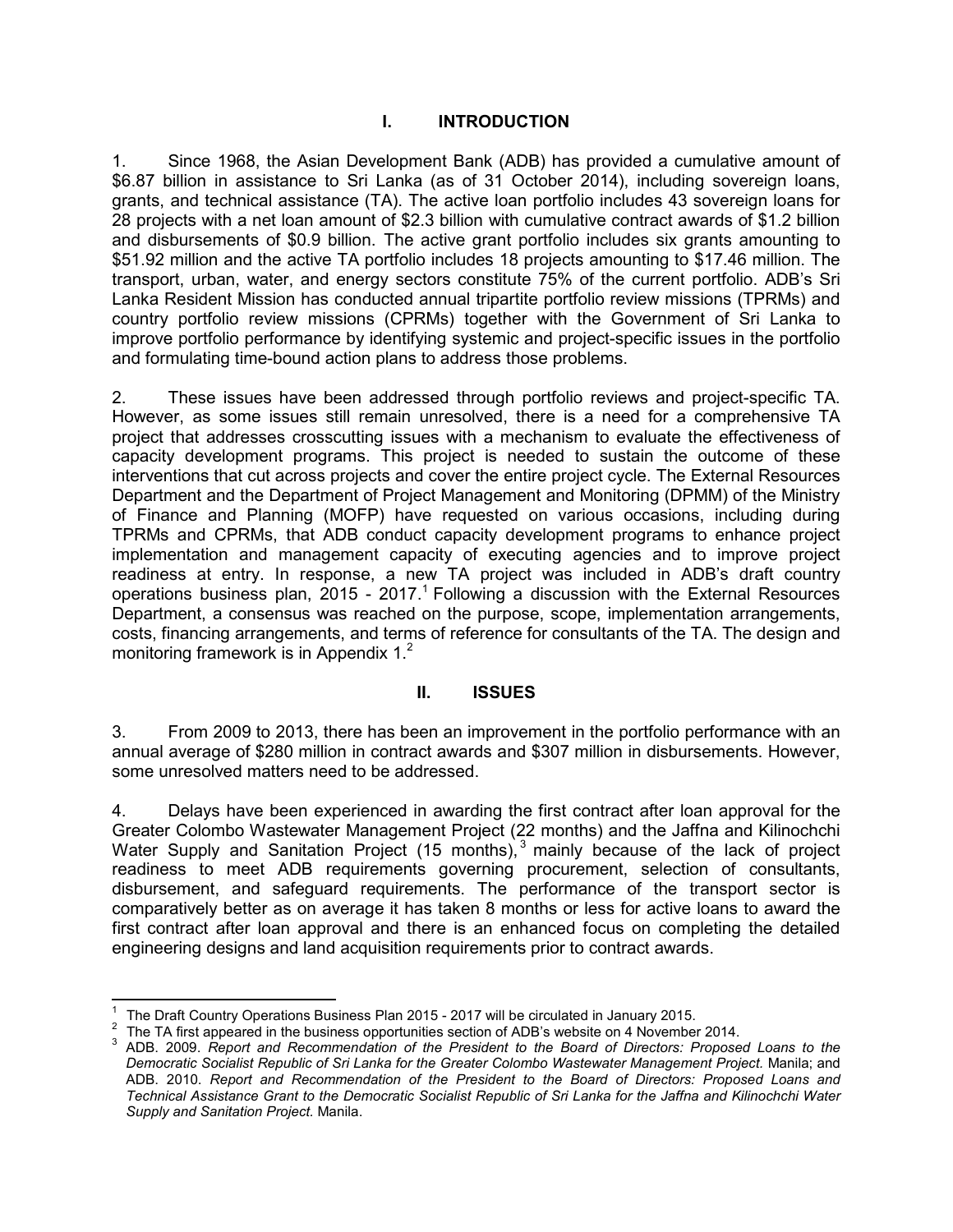## I. INTRODUCTION

1. Since 1968, the Asian Development Bank (ADB) has provided a cumulative amount of \$6.87 billion in assistance to Sri Lanka (as of 31 October 2014), including sovereign loans, grants, and technical assistance (TA). The active loan portfolio includes 43 sovereign loans for 28 projects with a net loan amount of \$2.3 billion with cumulative contract awards of \$1.2 billion and disbursements of \$0.9 billion. The active grant portfolio includes six grants amounting to \$51.92 million and the active TA portfolio includes 18 projects amounting to \$17.46 million. The transport, urban, water, and energy sectors constitute 75% of the current portfolio. ADB's Sri Lanka Resident Mission has conducted annual tripartite portfolio review missions (TPRMs) and country portfolio review missions (CPRMs) together with the Government of Sri Lanka to improve portfolio performance by identifying systemic and project-specific issues in the portfolio and formulating time-bound action plans to address those problems.

2. These issues have been addressed through portfolio reviews and project-specific TA. However, as some issues still remain unresolved, there is a need for a comprehensive TA project that addresses crosscutting issues with a mechanism to evaluate the effectiveness of capacity development programs. This project is needed to sustain the outcome of these interventions that cut across projects and cover the entire project cycle. The External Resources Department and the Department of Project Management and Monitoring (DPMM) of the Ministry of Finance and Planning (MOFP) have requested on various occasions, including during TPRMs and CPRMs, that ADB conduct capacity development programs to enhance project implementation and management capacity of executing agencies and to improve project readiness at entry. In response, a new TA project was included in ADB's draft country operations business plan, 2015 - 2017.[1] Following a discussion with the External Resources Department, a consensus was reached on the purpose, scope, implementation arrangements, costs, financing arrangements, and terms of reference for consultants of the TA. The design and monitoring framework is in Appendix 1.[2]

## II. ISSUES

3. From 2009 to 2013, there has been an improvement in the portfolio performance with an annual average of \$280 million in contract awards and \$307 million in disbursements. However, some unresolved matters need to be addressed.

4. Delays have been experienced in awarding the first contract after loan approval for the Greater Colombo Wastewater Management Project (22 months) and the Jaffna and Kilinochchi Water Supply and Sanitation Project (15 months),[3] mainly because of the lack of project readiness to meet ADB requirements governing procurement, selection of consultants, disbursement, and safeguard requirements. The performance of the transport sector is comparatively better as on average it has taken 8 months or less for active loans to award the first contract after loan approval and there is an enhanced focus on completing the detailed engineering designs and land acquisition requirements prior to contract awards.

---

[1] The Draft Country Operations Business Plan 2015 - 2017 will be circulated in January 2015.

[2] The TA first appeared in the business opportunities section of ADB's website on 4 November 2014.

[3] ADB. 2009. *Report and Recommendation of the President to the Board of Directors: Proposed Loans to the Democratic Socialist Republic of Sri Lanka for the Greater Colombo Wastewater Management Project.* Manila; and ADB. 2010. *Report and Recommendation of the President to the Board of Directors: Proposed Loans and Technical Assistance Grant to the Democratic Socialist Republic of Sri Lanka for the Jaffna and Kilinochchi Water Supply and Sanitation Project.* Manila.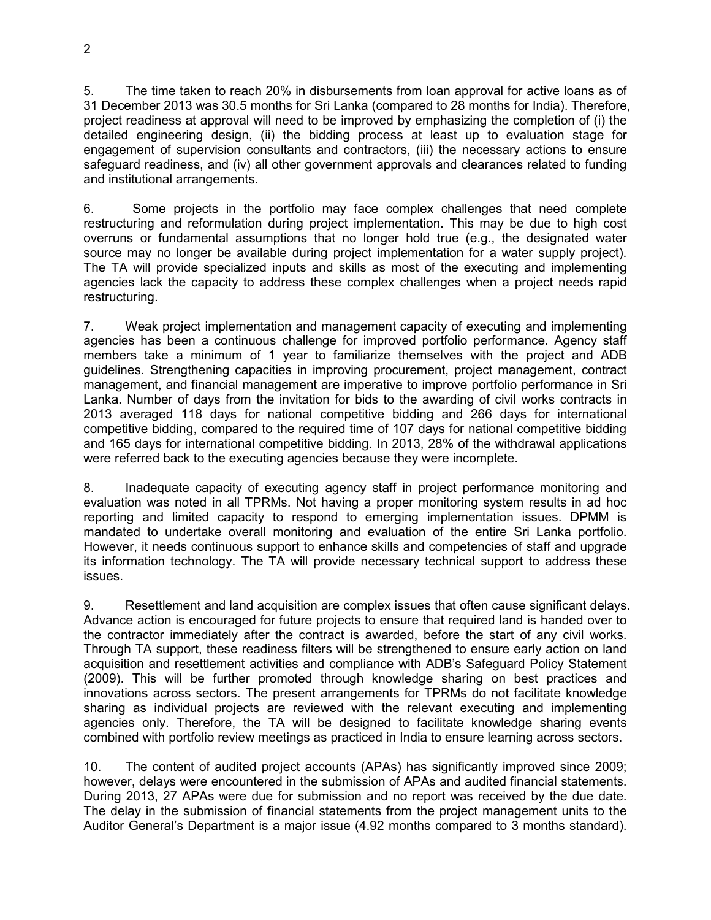5. The time taken to reach 20% in disbursements from loan approval for active loans as of 31 December 2013 was 30.5 months for Sri Lanka (compared to 28 months for India). Therefore, project readiness at approval will need to be improved by emphasizing the completion of (i) the detailed engineering design, (ii) the bidding process at least up to evaluation stage for engagement of supervision consultants and contractors, (iii) the necessary actions to ensure safeguard readiness, and (iv) all other government approvals and clearances related to funding and institutional arrangements.

6. Some projects in the portfolio may face complex challenges that need complete restructuring and reformulation during project implementation. This may be due to high cost overruns or fundamental assumptions that no longer hold true (e.g., the designated water source may no longer be available during project implementation for a water supply project). The TA will provide specialized inputs and skills as most of the executing and implementing agencies lack the capacity to address these complex challenges when a project needs rapid restructuring.

7. Weak project implementation and management capacity of executing and implementing agencies has been a continuous challenge for improved portfolio performance. Agency staff members take a minimum of 1 year to familiarize themselves with the project and ADB guidelines. Strengthening capacities in improving procurement, project management, contract management, and financial management are imperative to improve portfolio performance in Sri Lanka. Number of days from the invitation for bids to the awarding of civil works contracts in 2013 averaged 118 days for national competitive bidding and 266 days for international competitive bidding, compared to the required time of 107 days for national competitive bidding and 165 days for international competitive bidding. In 2013, 28% of the withdrawal applications were referred back to the executing agencies because they were incomplete.

8. Inadequate capacity of executing agency staff in project performance monitoring and evaluation was noted in all TPRMs. Not having a proper monitoring system results in ad hoc reporting and limited capacity to respond to emerging implementation issues. DPMM is mandated to undertake overall monitoring and evaluation of the entire Sri Lanka portfolio. However, it needs continuous support to enhance skills and competencies of staff and upgrade its information technology. The TA will provide necessary technical support to address these issues.

9. Resettlement and land acquisition are complex issues that often cause significant delays. Advance action is encouraged for future projects to ensure that required land is handed over to the contractor immediately after the contract is awarded, before the start of any civil works. Through TA support, these readiness filters will be strengthened to ensure early action on land acquisition and resettlement activities and compliance with ADB's Safeguard Policy Statement (2009). This will be further promoted through knowledge sharing on best practices and innovations across sectors. The present arrangements for TPRMs do not facilitate knowledge sharing as individual projects are reviewed with the relevant executing and implementing agencies only. Therefore, the TA will be designed to facilitate knowledge sharing events combined with portfolio review meetings as practiced in India to ensure learning across sectors.

10. The content of audited project accounts (APAs) has significantly improved since 2009; however, delays were encountered in the submission of APAs and audited financial statements. During 2013, 27 APAs were due for submission and no report was received by the due date. The delay in the submission of financial statements from the project management units to the Auditor General's Department is a major issue (4.92 months compared to 3 months standard).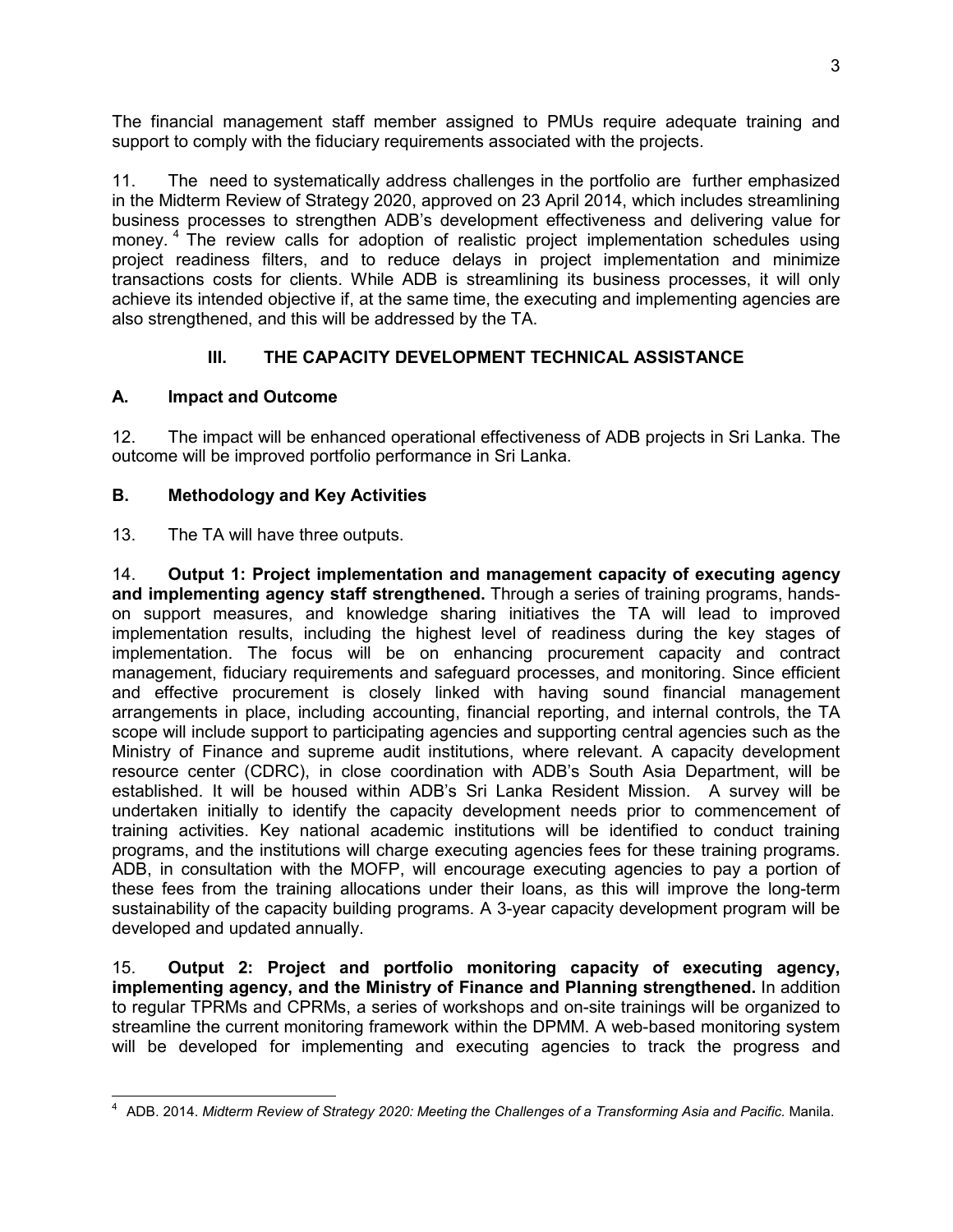The financial management staff member assigned to PMUs require adequate training and support to comply with the fiduciary requirements associated with the projects.

11. The need to systematically address challenges in the portfolio are further emphasized in the Midterm Review of Strategy 2020, approved on 23 April 2014, which includes streamlining business processes to strengthen ADB's development effectiveness and delivering value for money.[4] The review calls for adoption of realistic project implementation schedules using project readiness filters, and to reduce delays in project implementation and minimize transactions costs for clients. While ADB is streamlining its business processes, it will only achieve its intended objective if, at the same time, the executing and implementing agencies are also strengthened, and this will be addressed by the TA.

## III. THE CAPACITY DEVELOPMENT TECHNICAL ASSISTANCE

### A. Impact and Outcome

12. The impact will be enhanced operational effectiveness of ADB projects in Sri Lanka. The outcome will be improved portfolio performance in Sri Lanka.

### B. Methodology and Key Activities

13. The TA will have three outputs.

14. **Output 1: Project implementation and management capacity of executing agency and implementing agency staff strengthened.** Through a series of training programs, hands-on support measures, and knowledge sharing initiatives the TA will lead to improved implementation results, including the highest level of readiness during the key stages of implementation. The focus will be on enhancing procurement capacity and contract management, fiduciary requirements and safeguard processes, and monitoring. Since efficient and effective procurement is closely linked with having sound financial management arrangements in place, including accounting, financial reporting, and internal controls, the TA scope will include support to participating agencies and supporting central agencies such as the Ministry of Finance and supreme audit institutions, where relevant. A capacity development resource center (CDRC), in close coordination with ADB's South Asia Department, will be established. It will be housed within ADB's Sri Lanka Resident Mission. A survey will be undertaken initially to identify the capacity development needs prior to commencement of training activities. Key national academic institutions will be identified to conduct training programs, and the institutions will charge executing agencies fees for these training programs. ADB, in consultation with the MOFP, will encourage executing agencies to pay a portion of these fees from the training allocations under their loans, as this will improve the long-term sustainability of the capacity building programs. A 3-year capacity development program will be developed and updated annually.

15. **Output 2: Project and portfolio monitoring capacity of executing agency, implementing agency, and the Ministry of Finance and Planning strengthened.** In addition to regular TPRMs and CPRMs, a series of workshops and on-site trainings will be organized to streamline the current monitoring framework within the DPMM. A web-based monitoring system will be developed for implementing and executing agencies to track the progress and

---

[4] ADB. 2014. *Midterm Review of Strategy 2020: Meeting the Challenges of a Transforming Asia and Pacific.* Manila.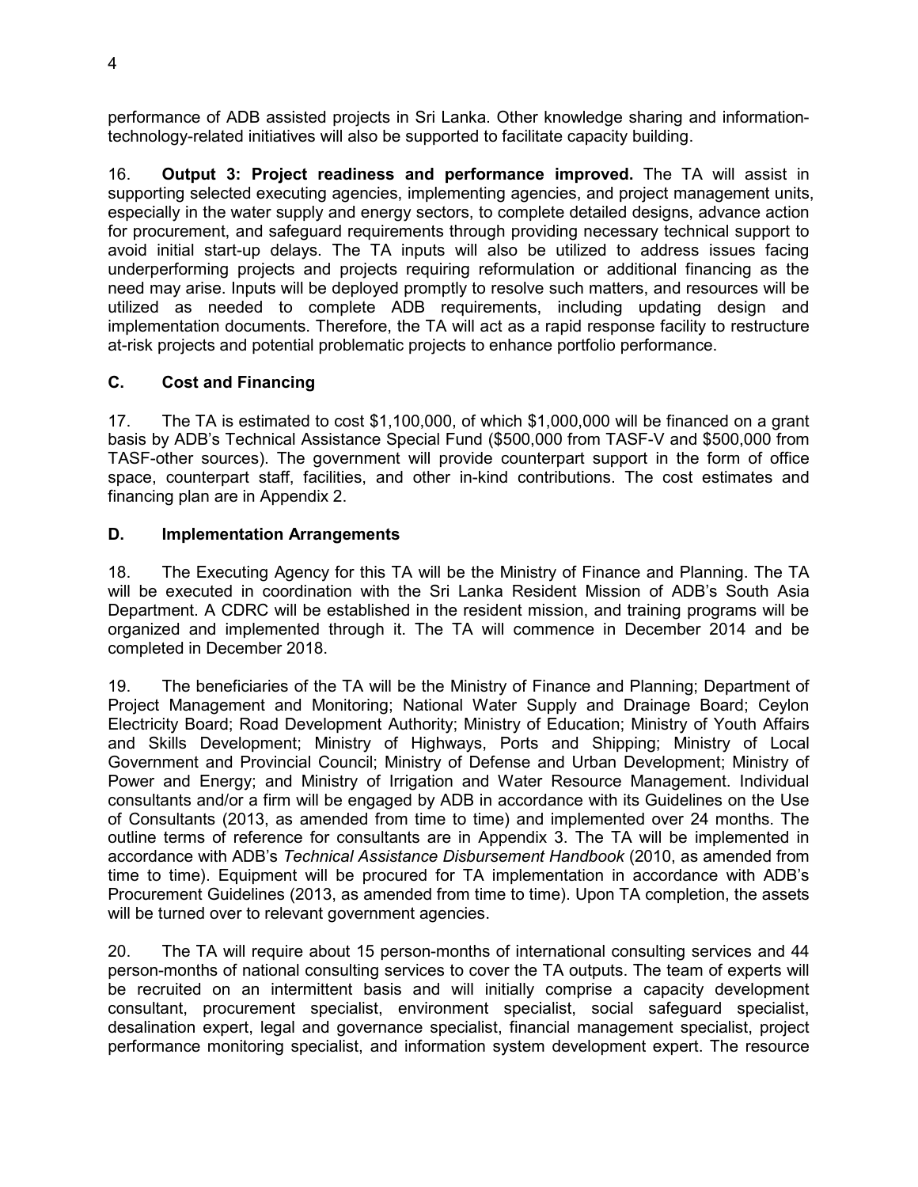performance of ADB assisted projects in Sri Lanka. Other knowledge sharing and information-technology-related initiatives will also be supported to facilitate capacity building.

16. **Output 3: Project readiness and performance improved.** The TA will assist in supporting selected executing agencies, implementing agencies, and project management units, especially in the water supply and energy sectors, to complete detailed designs, advance action for procurement, and safeguard requirements through providing necessary technical support to avoid initial start-up delays. The TA inputs will also be utilized to address issues facing underperforming projects and projects requiring reformulation or additional financing as the need may arise. Inputs will be deployed promptly to resolve such matters, and resources will be utilized as needed to complete ADB requirements, including updating design and implementation documents. Therefore, the TA will act as a rapid response facility to restructure at-risk projects and potential problematic projects to enhance portfolio performance.

### C. Cost and Financing

17. The TA is estimated to cost $1,100,000, of which $1,000,000 will be financed on a grant basis by ADB's Technical Assistance Special Fund ($500,000 from TASF-V and $500,000 from TASF-other sources). The government will provide counterpart support in the form of office space, counterpart staff, facilities, and other in-kind contributions. The cost estimates and financing plan are in Appendix 2.

### D. Implementation Arrangements

18. The Executing Agency for this TA will be the Ministry of Finance and Planning. The TA will be executed in coordination with the Sri Lanka Resident Mission of ADB's South Asia Department. A CDRC will be established in the resident mission, and training programs will be organized and implemented through it. The TA will commence in December 2014 and be completed in December 2018.

19. The beneficiaries of the TA will be the Ministry of Finance and Planning; Department of Project Management and Monitoring; National Water Supply and Drainage Board; Ceylon Electricity Board; Road Development Authority; Ministry of Education; Ministry of Youth Affairs and Skills Development; Ministry of Highways, Ports and Shipping; Ministry of Local Government and Provincial Council; Ministry of Defense and Urban Development; Ministry of Power and Energy; and Ministry of Irrigation and Water Resource Management. Individual consultants and/or a firm will be engaged by ADB in accordance with its Guidelines on the Use of Consultants (2013, as amended from time to time) and implemented over 24 months. The outline terms of reference for consultants are in Appendix 3. The TA will be implemented in accordance with ADB's *Technical Assistance Disbursement Handbook* (2010, as amended from time to time). Equipment will be procured for TA implementation in accordance with ADB's Procurement Guidelines (2013, as amended from time to time). Upon TA completion, the assets will be turned over to relevant government agencies.

20. The TA will require about 15 person-months of international consulting services and 44 person-months of national consulting services to cover the TA outputs. The team of experts will be recruited on an intermittent basis and will initially comprise a capacity development consultant, procurement specialist, environment specialist, social safeguard specialist, desalination expert, legal and governance specialist, financial management specialist, project performance monitoring specialist, and information system development expert. The resource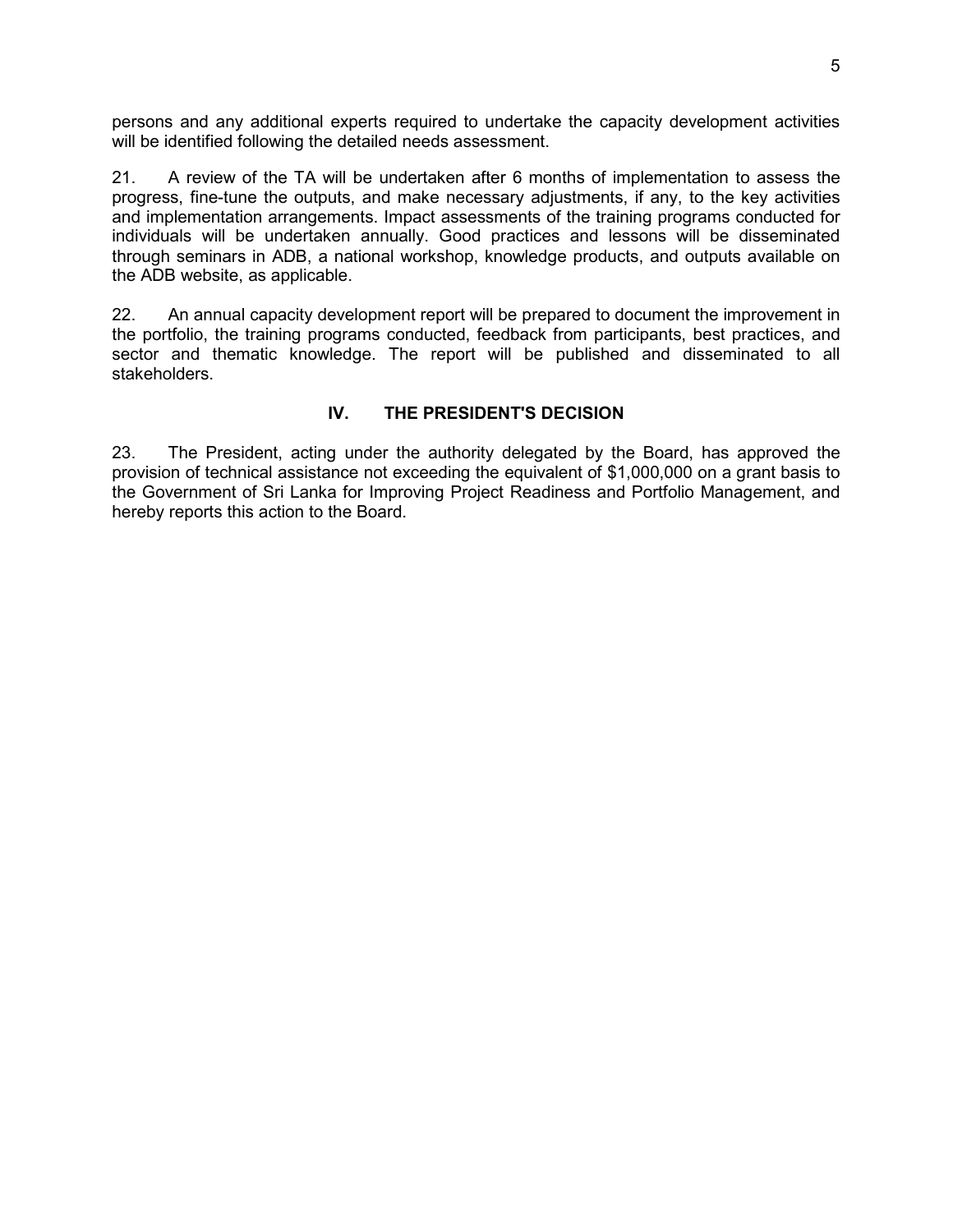persons and any additional experts required to undertake the capacity development activities will be identified following the detailed needs assessment.

21. A review of the TA will be undertaken after 6 months of implementation to assess the progress, fine-tune the outputs, and make necessary adjustments, if any, to the key activities and implementation arrangements. Impact assessments of the training programs conducted for individuals will be undertaken annually. Good practices and lessons will be disseminated through seminars in ADB, a national workshop, knowledge products, and outputs available on the ADB website, as applicable.

22. An annual capacity development report will be prepared to document the improvement in the portfolio, the training programs conducted, feedback from participants, best practices, and sector and thematic knowledge. The report will be published and disseminated to all stakeholders.

## IV. THE PRESIDENT'S DECISION

23. The President, acting under the authority delegated by the Board, has approved the provision of technical assistance not exceeding the equivalent of $1,000,000 on a grant basis to the Government of Sri Lanka for Improving Project Readiness and Portfolio Management, and hereby reports this action to the Board.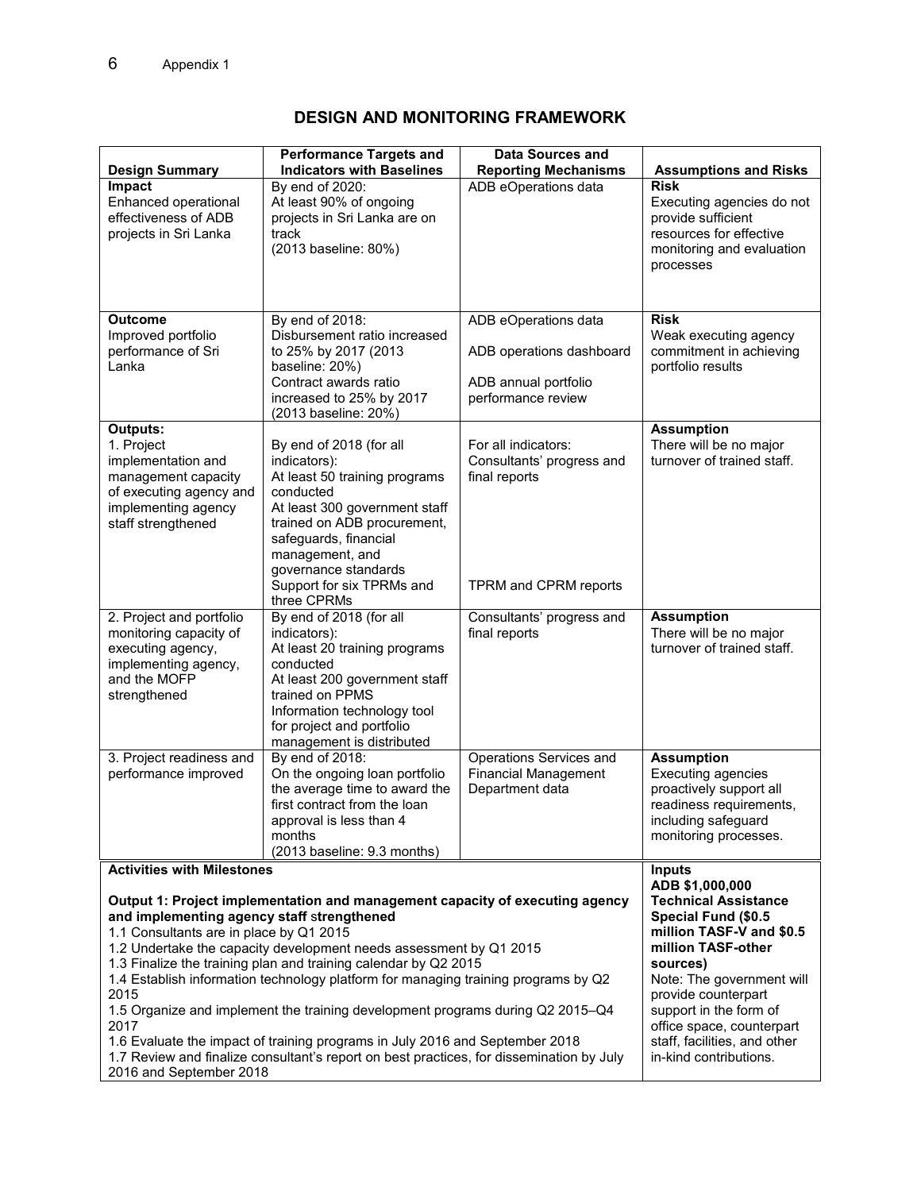## DESIGN AND MONITORING FRAMEWORK

| Design Summary | Performance Targets and Indicators with Baselines | Data Sources and Reporting Mechanisms | Assumptions and Risks |
|---|---|---|---|
| **Impact**<br>Enhanced operational effectiveness of ADB projects in Sri Lanka | By end of 2020:<br>At least 90% of ongoing projects in Sri Lanka are on track<br>(2013 baseline: 80%) | ADB eOperations data | **Risk**<br>Executing agencies do not provide sufficient resources for effective monitoring and evaluation processes |
| **Outcome**<br>Improved portfolio performance of Sri Lanka | By end of 2018:<br>Disbursement ratio increased to 25% by 2017 (2013 baseline: 20%)<br>Contract awards ratio increased to 25% by 2017 (2013 baseline: 20%) | ADB eOperations data<br><br>ADB operations dashboard<br><br>ADB annual portfolio performance review | **Risk**<br>Weak executing agency commitment in achieving portfolio results |
| **Outputs:**<br>1. Project implementation and management capacity of executing agency and implementing agency staff strengthened | By end of 2018 (for all indicators):<br>At least 50 training programs conducted<br>At least 300 government staff trained on ADB procurement, safeguards, financial management, and governance standards<br>Support for six TPRMs and three CPRMs | For all indicators:<br>Consultants' progress and final reports<br><br>TPRM and CPRM reports | **Assumption**<br>There will be no major turnover of trained staff. |
| 2. Project and portfolio monitoring capacity of executing agency, implementing agency, and the MOFP strengthened | By end of 2018 (for all indicators):<br>At least 20 training programs conducted<br>At least 200 government staff trained on PPMS<br>Information technology tool for project and portfolio management is distributed | Consultants' progress and final reports | **Assumption**<br>There will be no major turnover of trained staff. |
| 3. Project readiness and performance improved | By end of 2018:<br>On the ongoing loan portfolio the average time to award the first contract from the loan approval is less than 4 months<br>(2013 baseline: 9.3 months) | Operations Services and Financial Management Department data | **Assumption**<br>Executing agencies proactively support all readiness requirements, including safeguard monitoring processes. |

| Activities with Milestones | Inputs |
|---|---|
| **Output 1: Project implementation and management capacity of executing agency and implementing agency staff strengthened**<br>1.1 Consultants are in place by Q1 2015<br>1.2 Undertake the capacity development needs assessment by Q1 2015<br>1.3 Finalize the training plan and training calendar by Q2 2015<br>1.4 Establish information technology platform for managing training programs by Q2 2015<br>1.5 Organize and implement the training development programs during Q2 2015–Q4 2017<br>1.6 Evaluate the impact of training programs in July 2016 and September 2018<br>1.7 Review and finalize consultant's report on best practices, for dissemination by July 2016 and September 2018 | **ADB $1,000,000**<br>**Technical Assistance Special Fund ($0.5 million TASF-V and $0.5 million TASF-other sources)**<br>Note: The government will provide counterpart support in the form of office space, counterpart staff, facilities, and other in-kind contributions. |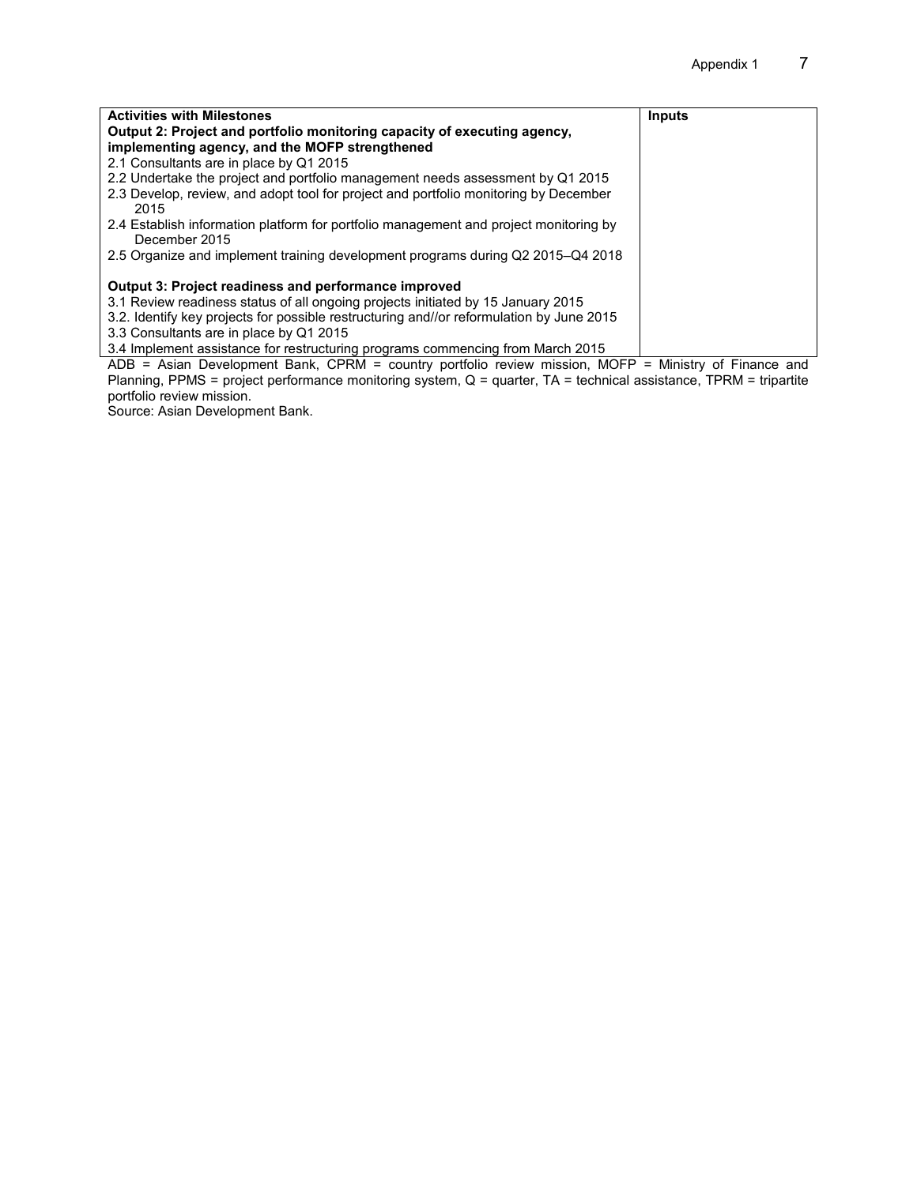| Activities with Milestones | Inputs |
|---|---|
| **Output 2: Project and portfolio monitoring capacity of executing agency, implementing agency, and the MOFP strengthened**<br>2.1 Consultants are in place by Q1 2015<br>2.2 Undertake the project and portfolio management needs assessment by Q1 2015<br>2.3 Develop, review, and adopt tool for project and portfolio monitoring by December 2015<br>2.4 Establish information platform for portfolio management and project monitoring by December 2015<br>2.5 Organize and implement training development programs during Q2 2015–Q4 2018<br><br>**Output 3: Project readiness and performance improved**<br>3.1 Review readiness status of all ongoing projects initiated by 15 January 2015<br>3.2. Identify key projects for possible restructuring and//or reformulation by June 2015<br>3.3 Consultants are in place by Q1 2015<br>3.4 Implement assistance for restructuring programs commencing from March 2015 | |

ADB = Asian Development Bank, CPRM = country portfolio review mission, MOFP = Ministry of Finance and Planning, PPMS = project performance monitoring system, Q = quarter, TA = technical assistance, TPRM = tripartite portfolio review mission.

Source: Asian Development Bank.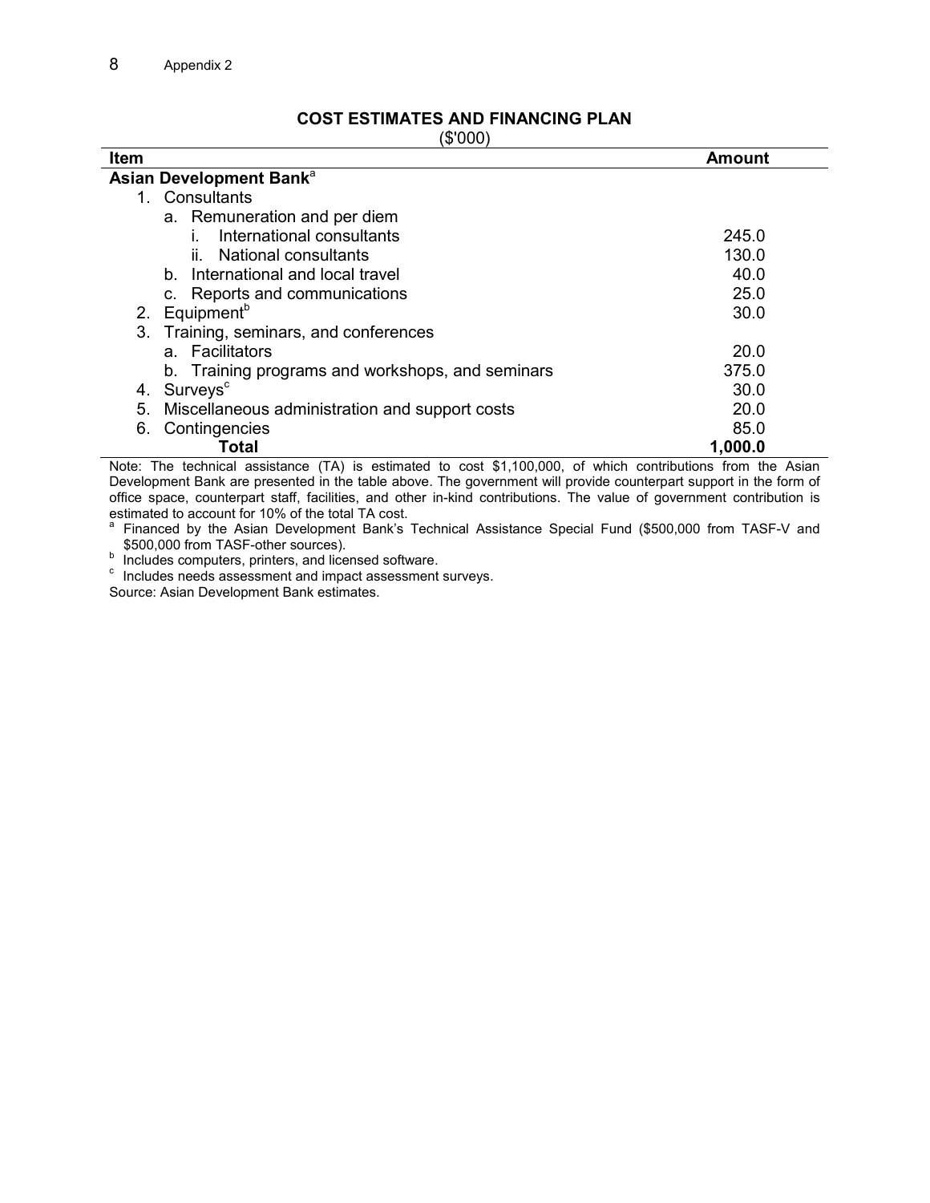## COST ESTIMATES AND FINANCING PLAN

($'000)

| Item | Amount |
|---|---|
| **Asian Development Bank**[a] | |
| 1. Consultants | |
| a. Remuneration and per diem | |
| i. International consultants | 245.0 |
| ii. National consultants | 130.0 |
| b. International and local travel | 40.0 |
| c. Reports and communications | 25.0 |
| 2. Equipment[b] | 30.0 |
| 3. Training, seminars, and conferences | |
| a. Facilitators | 20.0 |
| b. Training programs and workshops, and seminars | 375.0 |
| 4. Surveys[c] | 30.0 |
| 5. Miscellaneous administration and support costs | 20.0 |
| 6. Contingencies | 85.0 |
| **Total** | **1,000.0** |

Note: The technical assistance (TA) is estimated to cost $1,100,000, of which contributions from the Asian Development Bank are presented in the table above. The government will provide counterpart support in the form of office space, counterpart staff, facilities, and other in-kind contributions. The value of government contribution is estimated to account for 10% of the total TA cost.

[a] Financed by the Asian Development Bank's Technical Assistance Special Fund ($500,000 from TASF-V and $500,000 from TASF-other sources).

[b] Includes computers, printers, and licensed software.

[c] Includes needs assessment and impact assessment surveys.

Source: Asian Development Bank estimates.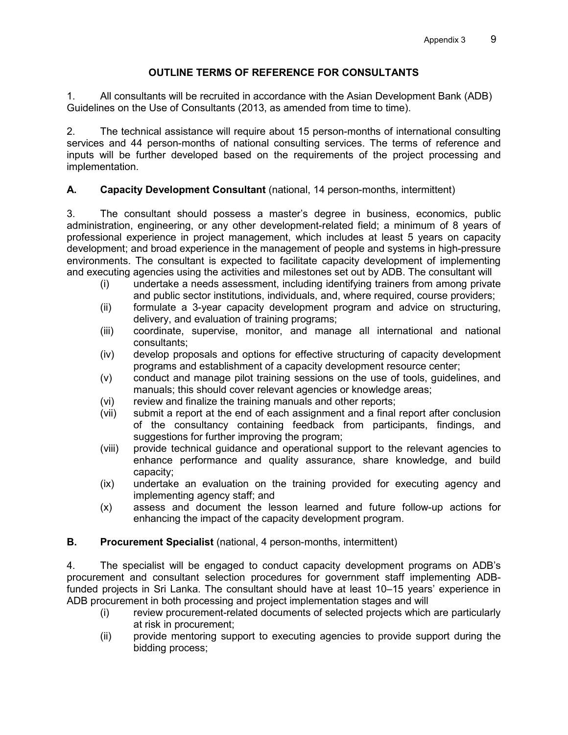## OUTLINE TERMS OF REFERENCE FOR CONSULTANTS

1. All consultants will be recruited in accordance with the Asian Development Bank (ADB) Guidelines on the Use of Consultants (2013, as amended from time to time).

2. The technical assistance will require about 15 person-months of international consulting services and 44 person-months of national consulting services. The terms of reference and inputs will be further developed based on the requirements of the project processing and implementation.

### A. Capacity Development Consultant (national, 14 person-months, intermittent)

3. The consultant should possess a master's degree in business, economics, public administration, engineering, or any other development-related field; a minimum of 8 years of professional experience in project management, which includes at least 5 years on capacity development; and broad experience in the management of people and systems in high-pressure environments. The consultant is expected to facilitate capacity development of implementing and executing agencies using the activities and milestones set out by ADB. The consultant will

- (i) undertake a needs assessment, including identifying trainers from among private and public sector institutions, individuals, and, where required, course providers;
- (ii) formulate a 3-year capacity development program and advice on structuring, delivery, and evaluation of training programs;
- (iii) coordinate, supervise, monitor, and manage all international and national consultants;
- (iv) develop proposals and options for effective structuring of capacity development programs and establishment of a capacity development resource center;
- (v) conduct and manage pilot training sessions on the use of tools, guidelines, and manuals; this should cover relevant agencies or knowledge areas;
- (vi) review and finalize the training manuals and other reports;
- (vii) submit a report at the end of each assignment and a final report after conclusion of the consultancy containing feedback from participants, findings, and suggestions for further improving the program;
- (viii) provide technical guidance and operational support to the relevant agencies to enhance performance and quality assurance, share knowledge, and build capacity;
- (ix) undertake an evaluation on the training provided for executing agency and implementing agency staff; and
- (x) assess and document the lesson learned and future follow-up actions for enhancing the impact of the capacity development program.

### B. Procurement Specialist (national, 4 person-months, intermittent)

4. The specialist will be engaged to conduct capacity development programs on ADB's procurement and consultant selection procedures for government staff implementing ADB-funded projects in Sri Lanka. The consultant should have at least 10–15 years' experience in ADB procurement in both processing and project implementation stages and will

- (i) review procurement-related documents of selected projects which are particularly at risk in procurement;
- (ii) provide mentoring support to executing agencies to provide support during the bidding process;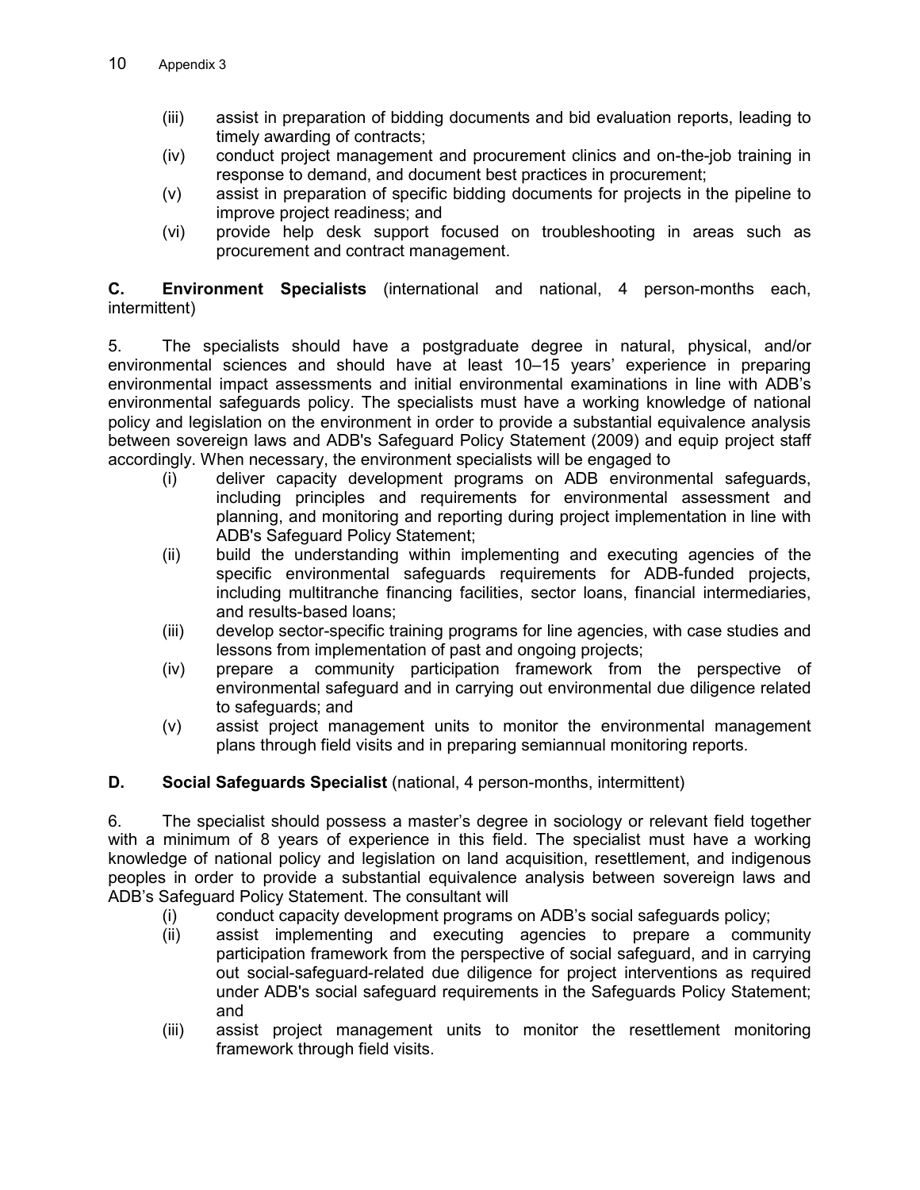(iii) assist in preparation of bidding documents and bid evaluation reports, leading to timely awarding of contracts;

(iv) conduct project management and procurement clinics and on-the-job training in response to demand, and document best practices in procurement;

(v) assist in preparation of specific bidding documents for projects in the pipeline to improve project readiness; and

(vi) provide help desk support focused on troubleshooting in areas such as procurement and contract management.

**C. Environment Specialists** (international and national, 4 person-months each, intermittent)

5. The specialists should have a postgraduate degree in natural, physical, and/or environmental sciences and should have at least 10–15 years' experience in preparing environmental impact assessments and initial environmental examinations in line with ADB's environmental safeguards policy. The specialists must have a working knowledge of national policy and legislation on the environment in order to provide a substantial equivalence analysis between sovereign laws and ADB's Safeguard Policy Statement (2009) and equip project staff accordingly. When necessary, the environment specialists will be engaged to

(i) deliver capacity development programs on ADB environmental safeguards, including principles and requirements for environmental assessment and planning, and monitoring and reporting during project implementation in line with ADB's Safeguard Policy Statement;

(ii) build the understanding within implementing and executing agencies of the specific environmental safeguards requirements for ADB-funded projects, including multitranche financing facilities, sector loans, financial intermediaries, and results-based loans;

(iii) develop sector-specific training programs for line agencies, with case studies and lessons from implementation of past and ongoing projects;

(iv) prepare a community participation framework from the perspective of environmental safeguard and in carrying out environmental due diligence related to safeguards; and

(v) assist project management units to monitor the environmental management plans through field visits and in preparing semiannual monitoring reports.

**D. Social Safeguards Specialist** (national, 4 person-months, intermittent)

6. The specialist should possess a master's degree in sociology or relevant field together with a minimum of 8 years of experience in this field. The specialist must have a working knowledge of national policy and legislation on land acquisition, resettlement, and indigenous peoples in order to provide a substantial equivalence analysis between sovereign laws and ADB's Safeguard Policy Statement. The consultant will

(i) conduct capacity development programs on ADB's social safeguards policy;

(ii) assist implementing and executing agencies to prepare a community participation framework from the perspective of social safeguard, and in carrying out social-safeguard-related due diligence for project interventions as required under ADB's social safeguard requirements in the Safeguards Policy Statement; and

(iii) assist project management units to monitor the resettlement monitoring framework through field visits.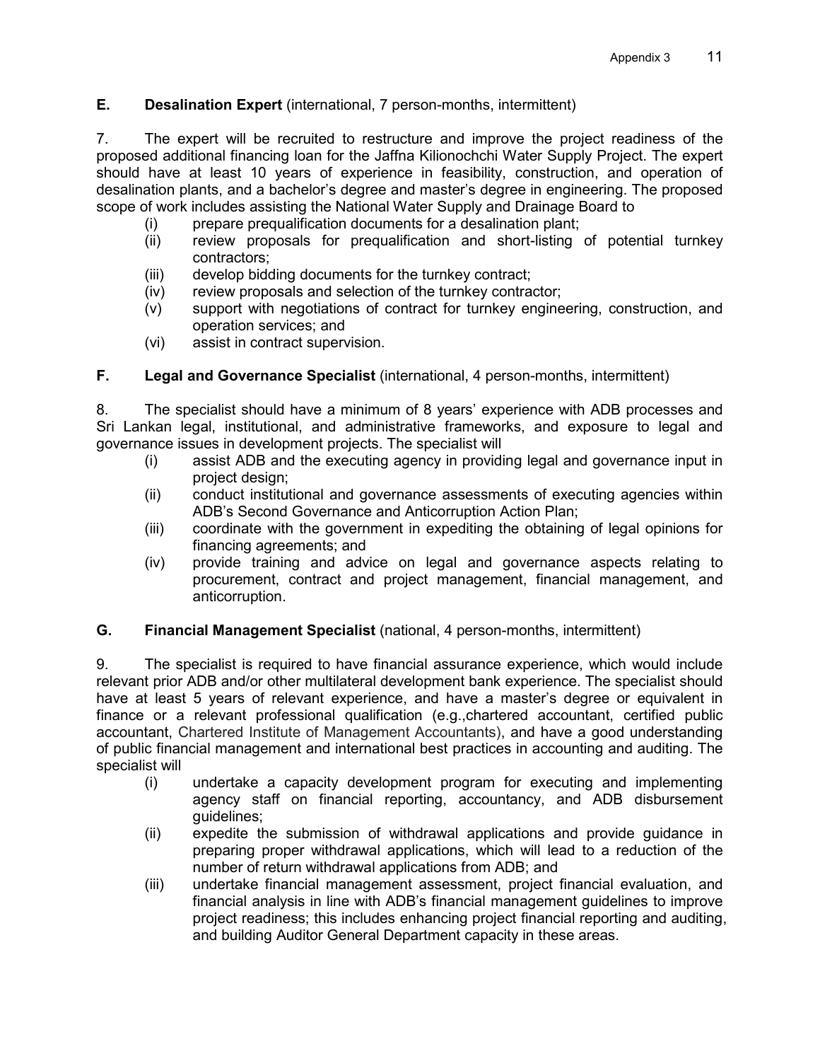### E. Desalination Expert (international, 7 person-months, intermittent)

7. The expert will be recruited to restructure and improve the project readiness of the proposed additional financing loan for the Jaffna Kilionochchi Water Supply Project. The expert should have at least 10 years of experience in feasibility, construction, and operation of desalination plants, and a bachelor's degree and master's degree in engineering. The proposed scope of work includes assisting the National Water Supply and Drainage Board to

- (i) prepare prequalification documents for a desalination plant;
- (ii) review proposals for prequalification and short-listing of potential turnkey contractors;
- (iii) develop bidding documents for the turnkey contract;
- (iv) review proposals and selection of the turnkey contractor;
- (v) support with negotiations of contract for turnkey engineering, construction, and operation services; and
- (vi) assist in contract supervision.

### F. Legal and Governance Specialist (international, 4 person-months, intermittent)

8. The specialist should have a minimum of 8 years' experience with ADB processes and Sri Lankan legal, institutional, and administrative frameworks, and exposure to legal and governance issues in development projects. The specialist will

- (i) assist ADB and the executing agency in providing legal and governance input in project design;
- (ii) conduct institutional and governance assessments of executing agencies within ADB's Second Governance and Anticorruption Action Plan;
- (iii) coordinate with the government in expediting the obtaining of legal opinions for financing agreements; and
- (iv) provide training and advice on legal and governance aspects relating to procurement, contract and project management, financial management, and anticorruption.

### G. Financial Management Specialist (national, 4 person-months, intermittent)

9. The specialist is required to have financial assurance experience, which would include relevant prior ADB and/or other multilateral development bank experience. The specialist should have at least 5 years of relevant experience, and have a master's degree or equivalent in finance or a relevant professional qualification (e.g.,chartered accountant, certified public accountant, Chartered Institute of Management Accountants), and have a good understanding of public financial management and international best practices in accounting and auditing. The specialist will

- (i) undertake a capacity development program for executing and implementing agency staff on financial reporting, accountancy, and ADB disbursement guidelines;
- (ii) expedite the submission of withdrawal applications and provide guidance in preparing proper withdrawal applications, which will lead to a reduction of the number of return withdrawal applications from ADB; and
- (iii) undertake financial management assessment, project financial evaluation, and financial analysis in line with ADB's financial management guidelines to improve project readiness; this includes enhancing project financial reporting and auditing, and building Auditor General Department capacity in these areas.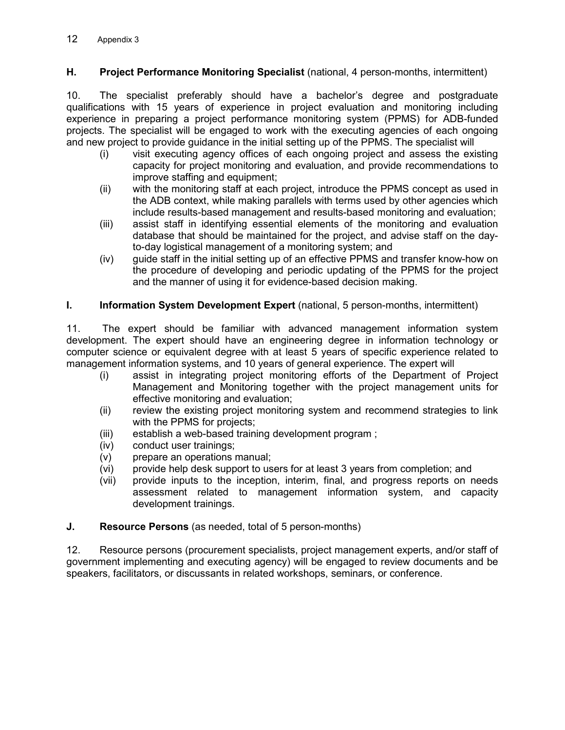### H. Project Performance Monitoring Specialist (national, 4 person-months, intermittent)

10. The specialist preferably should have a bachelor's degree and postgraduate qualifications with 15 years of experience in project evaluation and monitoring including experience in preparing a project performance monitoring system (PPMS) for ADB-funded projects. The specialist will be engaged to work with the executing agencies of each ongoing and new project to provide guidance in the initial setting up of the PPMS. The specialist will

- (i) visit executing agency offices of each ongoing project and assess the existing capacity for project monitoring and evaluation, and provide recommendations to improve staffing and equipment;
- (ii) with the monitoring staff at each project, introduce the PPMS concept as used in the ADB context, while making parallels with terms used by other agencies which include results-based management and results-based monitoring and evaluation;
- (iii) assist staff in identifying essential elements of the monitoring and evaluation database that should be maintained for the project, and advise staff on the day-to-day logistical management of a monitoring system; and
- (iv) guide staff in the initial setting up of an effective PPMS and transfer know-how on the procedure of developing and periodic updating of the PPMS for the project and the manner of using it for evidence-based decision making.

### I. Information System Development Expert (national, 5 person-months, intermittent)

11. The expert should be familiar with advanced management information system development. The expert should have an engineering degree in information technology or computer science or equivalent degree with at least 5 years of specific experience related to management information systems, and 10 years of general experience. The expert will

- (i) assist in integrating project monitoring efforts of the Department of Project Management and Monitoring together with the project management units for effective monitoring and evaluation;
- (ii) review the existing project monitoring system and recommend strategies to link with the PPMS for projects;
- (iii) establish a web-based training development program ;
- (iv) conduct user trainings;
- (v) prepare an operations manual;
- (vi) provide help desk support to users for at least 3 years from completion; and
- (vii) provide inputs to the inception, interim, final, and progress reports on needs assessment related to management information system, and capacity development trainings.

### J. Resource Persons (as needed, total of 5 person-months)

12. Resource persons (procurement specialists, project management experts, and/or staff of government implementing and executing agency) will be engaged to review documents and be speakers, facilitators, or discussants in related workshops, seminars, or conference.